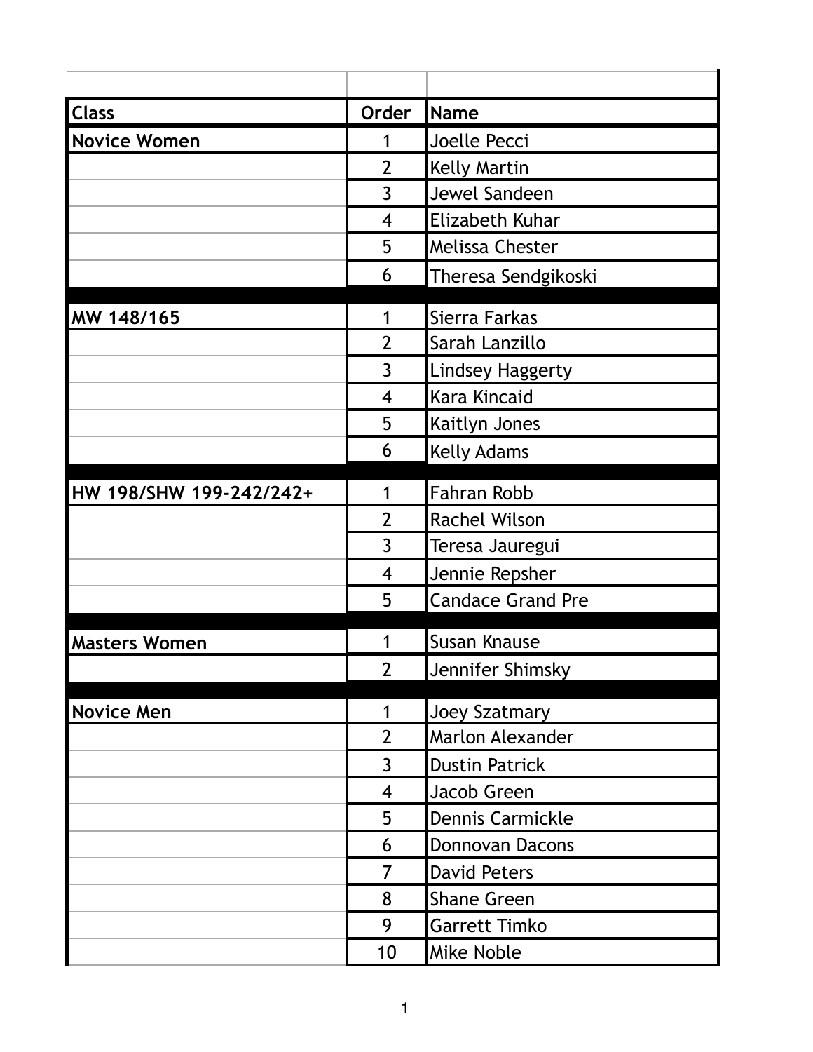| Class | Order | Name |
|---|---|---|
| Novice Women | 1 | Joelle Pecci |
| | 2 | Kelly Martin |
| | 3 | Jewel Sandeen |
| | 4 | Elizabeth Kuhar |
| | 5 | Melissa Chester |
| | 6 | Theresa Sendgikoski |
| | | |
| MW 148/165 | 1 | Sierra Farkas |
| | 2 | Sarah Lanzillo |
| | 3 | Lindsey Haggerty |
| | 4 | Kara Kincaid |
| | 5 | Kaitlyn Jones |
| | 6 | Kelly Adams |
| | | |
| HW 198/SHW 199-242/242+ | 1 | Fahran Robb |
| | 2 | Rachel Wilson |
| | 3 | Teresa Jauregui |
| | 4 | Jennie Repsher |
| | 5 | Candace Grand Pre |
| | | |
| Masters Women | 1 | Susan Knause |
| | 2 | Jennifer Shimsky |
| | | |
| Novice Men | 1 | Joey Szatmary |
| | 2 | Marlon Alexander |
| | 3 | Dustin Patrick |
| | 4 | Jacob Green |
| | 5 | Dennis Carmickle |
| | 6 | Donnovan Dacons |
| | 7 | David Peters |
| | 8 | Shane Green |
| | 9 | Garrett Timko |
| | 10 | Mike Noble |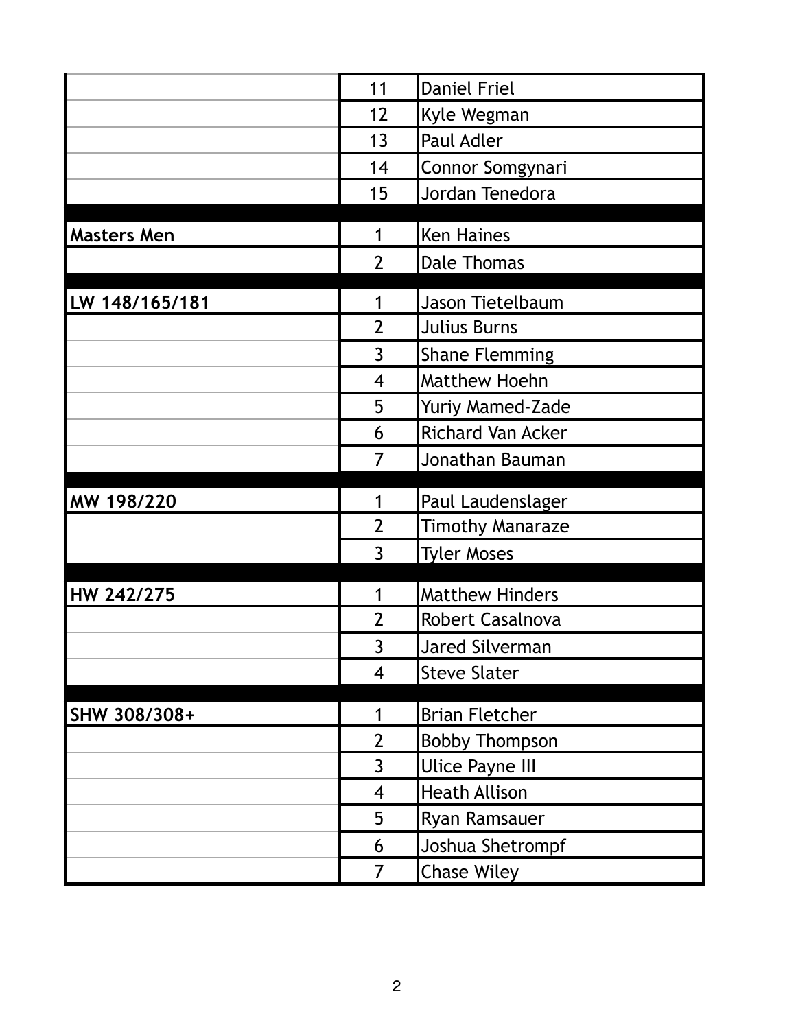| | | |
|---|---|---|
| | 11 | Daniel Friel |
| | 12 | Kyle Wegman |
| | 13 | Paul Adler |
| | 14 | Connor Somgynari |
| | 15 | Jordan Tenedora |
| | | |
| **Masters Men** | 1 | Ken Haines |
| | 2 | Dale Thomas |
| | | |
| **LW 148/165/181** | 1 | Jason Tietelbaum |
| | 2 | Julius Burns |
| | 3 | Shane Flemming |
| | 4 | Matthew Hoehn |
| | 5 | Yuriy Mamed-Zade |
| | 6 | Richard Van Acker |
| | 7 | Jonathan Bauman |
| | | |
| **MW 198/220** | 1 | Paul Laudenslager |
| | 2 | Timothy Manaraze |
| | 3 | Tyler Moses |
| | | |
| **HW 242/275** | 1 | Matthew Hinders |
| | 2 | Robert Casalnova |
| | 3 | Jared Silverman |
| | 4 | Steve Slater |
| | | |
| **SHW 308/308+** | 1 | Brian Fletcher |
| | 2 | Bobby Thompson |
| | 3 | Ulice Payne III |
| | 4 | Heath Allison |
| | 5 | Ryan Ramsauer |
| | 6 | Joshua Shetrompf |
| | 7 | Chase Wiley |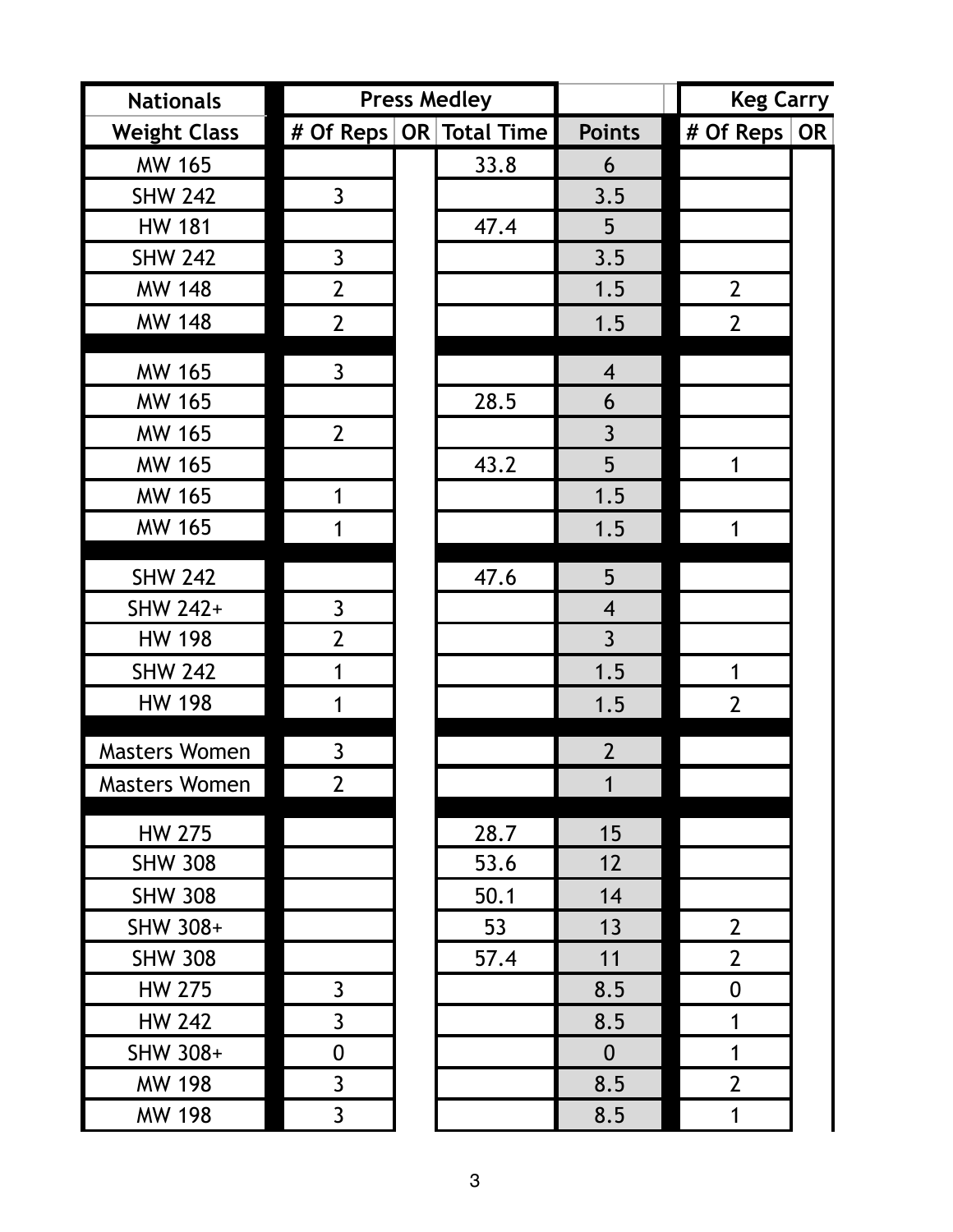| Nationals | Press Medley | | | | Keg Carry | |
|---|---|---|---|---|---|---|
| Weight Class | # Of Reps | OR | Total Time | Points | # Of Reps | OR |
| MW 165 | | | 33.8 | 6 | | |
| SHW 242 | 3 | | | 3.5 | | |
| HW 181 | | | 47.4 | 5 | | |
| SHW 242 | 3 | | | 3.5 | | |
| MW 148 | 2 | | | 1.5 | 2 | |
| MW 148 | 2 | | | 1.5 | 2 | |
| | | | | | | |
| MW 165 | 3 | | | 4 | | |
| MW 165 | | | 28.5 | 6 | | |
| MW 165 | 2 | | | 3 | | |
| MW 165 | | | 43.2 | 5 | 1 | |
| MW 165 | 1 | | | 1.5 | | |
| MW 165 | 1 | | | 1.5 | 1 | |
| | | | | | | |
| SHW 242 | | | 47.6 | 5 | | |
| SHW 242+ | 3 | | | 4 | | |
| HW 198 | 2 | | | 3 | | |
| SHW 242 | 1 | | | 1.5 | 1 | |
| HW 198 | 1 | | | 1.5 | 2 | |
| | | | | | | |
| Masters Women | 3 | | | 2 | | |
| Masters Women | 2 | | | 1 | | |
| | | | | | | |
| HW 275 | | | 28.7 | 15 | | |
| SHW 308 | | | 53.6 | 12 | | |
| SHW 308 | | | 50.1 | 14 | | |
| SHW 308+ | | | 53 | 13 | 2 | |
| SHW 308 | | | 57.4 | 11 | 2 | |
| HW 275 | 3 | | | 8.5 | 0 | |
| HW 242 | 3 | | | 8.5 | 1 | |
| SHW 308+ | 0 | | | 0 | 1 | |
| MW 198 | 3 | | | 8.5 | 2 | |
| MW 198 | 3 | | | 8.5 | 1 | |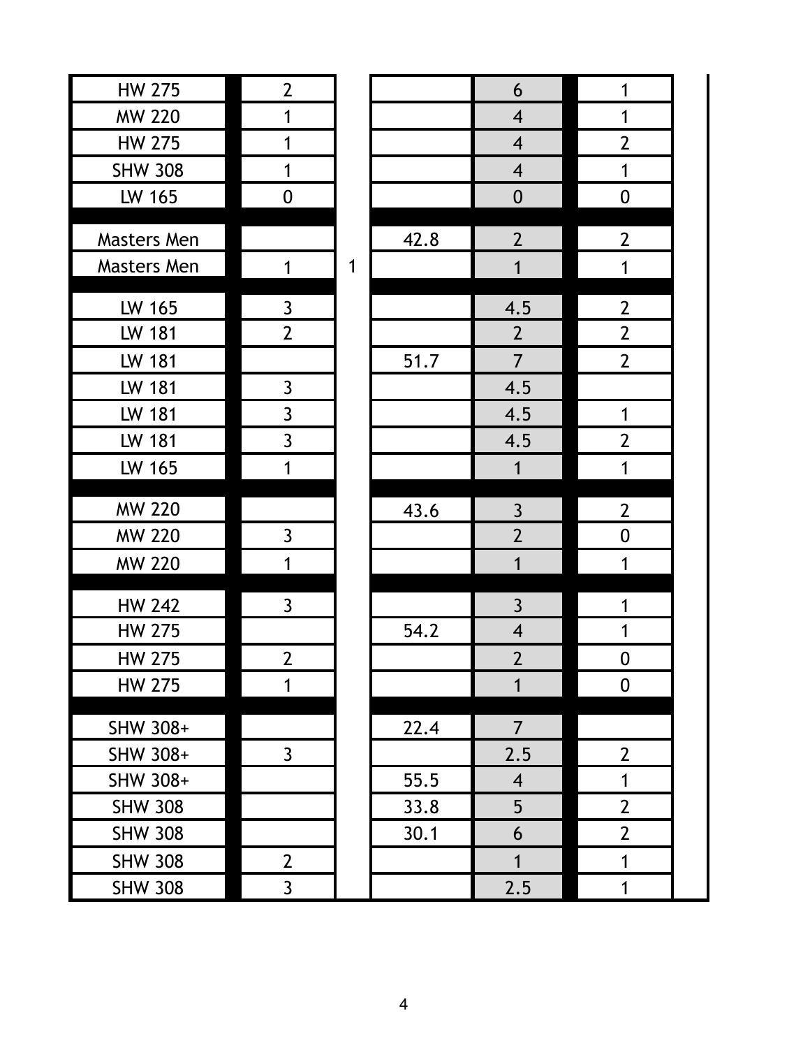| | | | | | |
|---|---|---|---|---|---|
| HW 275 | 2 | | | 6 | 1 |
| MW 220 | 1 | | | 4 | 1 |
| HW 275 | 1 | | | 4 | 2 |
| SHW 308 | 1 | | | 4 | 1 |
| LW 165 | 0 | | | 0 | 0 |
| | | | | | |
| Masters Men | | | 42.8 | 2 | 2 |
| Masters Men | 1 | 1 | | 1 | 1 |
| | | | | | |
| LW 165 | 3 | | | 4.5 | 2 |
| LW 181 | 2 | | | 2 | 2 |
| LW 181 | | | 51.7 | 7 | 2 |
| LW 181 | 3 | | | 4.5 | |
| LW 181 | 3 | | | 4.5 | 1 |
| LW 181 | 3 | | | 4.5 | 2 |
| LW 165 | 1 | | | 1 | 1 |
| | | | | | |
| MW 220 | | | 43.6 | 3 | 2 |
| MW 220 | 3 | | | 2 | 0 |
| MW 220 | 1 | | | 1 | 1 |
| | | | | | |
| HW 242 | 3 | | | 3 | 1 |
| HW 275 | | | 54.2 | 4 | 1 |
| HW 275 | 2 | | | 2 | 0 |
| HW 275 | 1 | | | 1 | 0 |
| | | | | | |
| SHW 308+ | | | 22.4 | 7 | |
| SHW 308+ | 3 | | | 2.5 | 2 |
| SHW 308+ | | | 55.5 | 4 | 1 |
| SHW 308 | | | 33.8 | 5 | 2 |
| SHW 308 | | | 30.1 | 6 | 2 |
| SHW 308 | 2 | | | 1 | 1 |
| SHW 308 | 3 | | | 2.5 | 1 |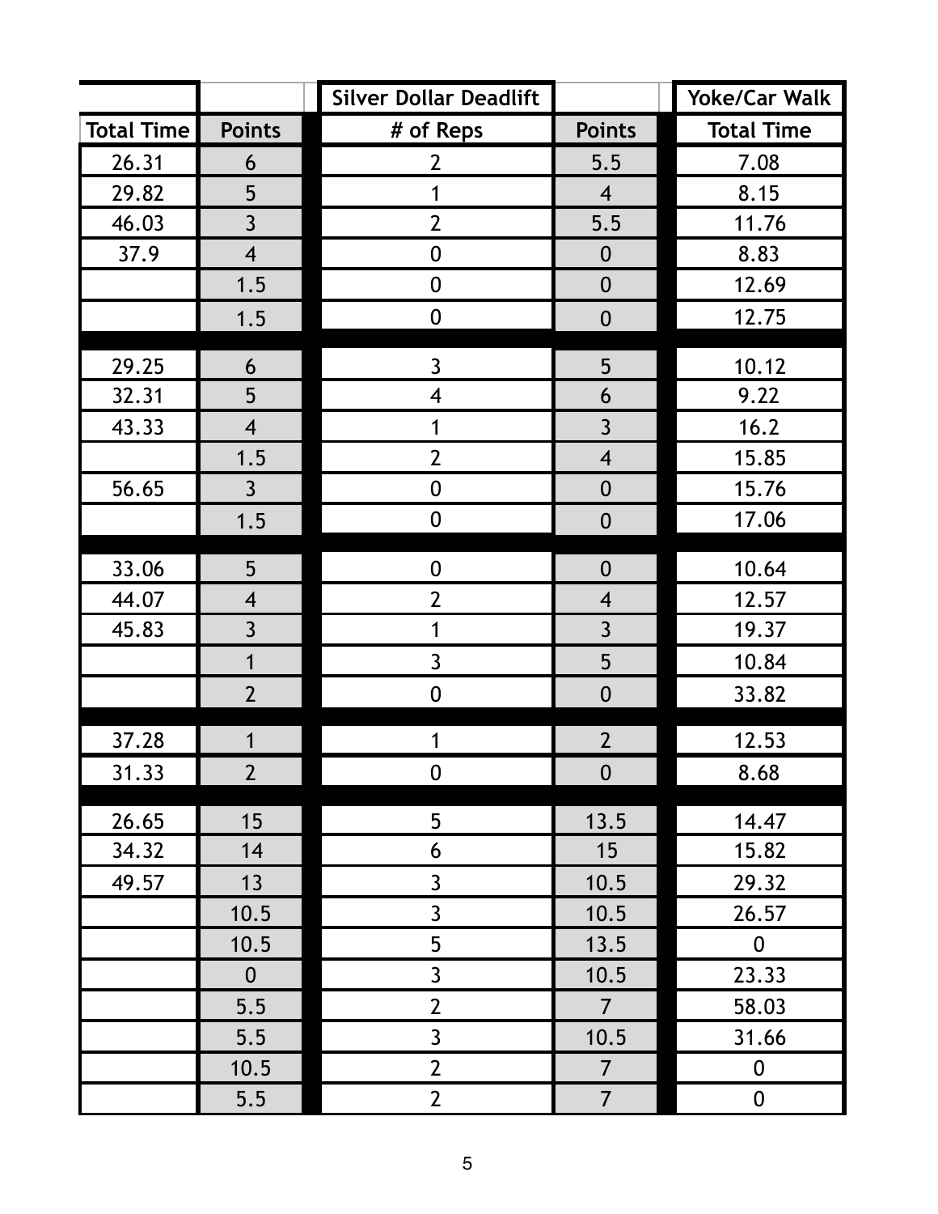| | | Silver Dollar Deadlift | | Yoke/Car Walk |
|---|---|---|---|---|
| Total Time | Points | # of Reps | Points | Total Time |
| 26.31 | 6 | 2 | 5.5 | 7.08 |
| 29.82 | 5 | 1 | 4 | 8.15 |
| 46.03 | 3 | 2 | 5.5 | 11.76 |
| 37.9 | 4 | 0 | 0 | 8.83 |
| | 1.5 | 0 | 0 | 12.69 |
| | 1.5 | 0 | 0 | 12.75 |
| | | | | |
| 29.25 | 6 | 3 | 5 | 10.12 |
| 32.31 | 5 | 4 | 6 | 9.22 |
| 43.33 | 4 | 1 | 3 | 16.2 |
| | 1.5 | 2 | 4 | 15.85 |
| 56.65 | 3 | 0 | 0 | 15.76 |
| | 1.5 | 0 | 0 | 17.06 |
| | | | | |
| 33.06 | 5 | 0 | 0 | 10.64 |
| 44.07 | 4 | 2 | 4 | 12.57 |
| 45.83 | 3 | 1 | 3 | 19.37 |
| | 1 | 3 | 5 | 10.84 |
| | 2 | 0 | 0 | 33.82 |
| | | | | |
| 37.28 | 1 | 1 | 2 | 12.53 |
| 31.33 | 2 | 0 | 0 | 8.68 |
| | | | | |
| 26.65 | 15 | 5 | 13.5 | 14.47 |
| 34.32 | 14 | 6 | 15 | 15.82 |
| 49.57 | 13 | 3 | 10.5 | 29.32 |
| | 10.5 | 3 | 10.5 | 26.57 |
| | 10.5 | 5 | 13.5 | 0 |
| | 0 | 3 | 10.5 | 23.33 |
| | 5.5 | 2 | 7 | 58.03 |
| | 5.5 | 3 | 10.5 | 31.66 |
| | 10.5 | 2 | 7 | 0 |
| | 5.5 | 2 | 7 | 0 |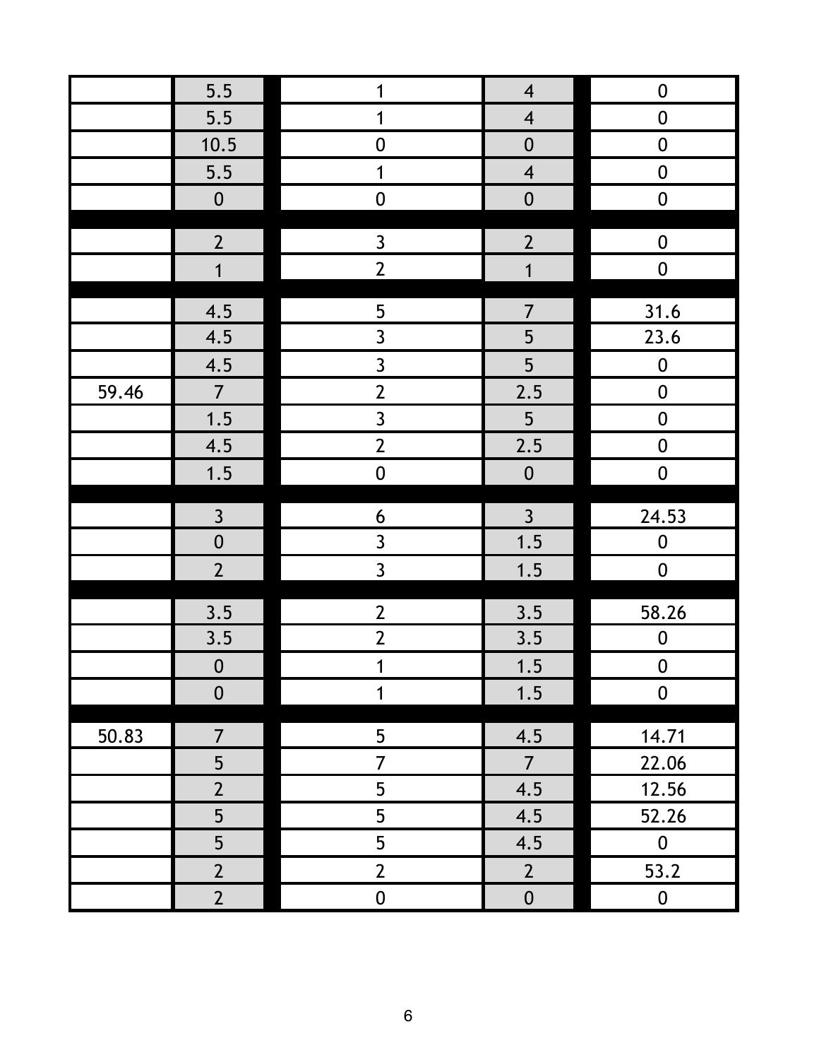| | | | | |
|---|---|---|---|---|
| | 5.5 | 1 | 4 | 0 |
| | 5.5 | 1 | 4 | 0 |
| | 10.5 | 0 | 0 | 0 |
| | 5.5 | 1 | 4 | 0 |
| | 0 | 0 | 0 | 0 |
| | | | | |
| | 2 | 3 | 2 | 0 |
| | 1 | 2 | 1 | 0 |
| | | | | |
| | 4.5 | 5 | 7 | 31.6 |
| | 4.5 | 3 | 5 | 23.6 |
| | 4.5 | 3 | 5 | 0 |
| 59.46 | 7 | 2 | 2.5 | 0 |
| | 1.5 | 3 | 5 | 0 |
| | 4.5 | 2 | 2.5 | 0 |
| | 1.5 | 0 | 0 | 0 |
| | | | | |
| | 3 | 6 | 3 | 24.53 |
| | 0 | 3 | 1.5 | 0 |
| | 2 | 3 | 1.5 | 0 |
| | | | | |
| | 3.5 | 2 | 3.5 | 58.26 |
| | 3.5 | 2 | 3.5 | 0 |
| | 0 | 1 | 1.5 | 0 |
| | 0 | 1 | 1.5 | 0 |
| | | | | |
| 50.83 | 7 | 5 | 4.5 | 14.71 |
| | 5 | 7 | 7 | 22.06 |
| | 2 | 5 | 4.5 | 12.56 |
| | 5 | 5 | 4.5 | 52.26 |
| | 5 | 5 | 4.5 | 0 |
| | 2 | 2 | 2 | 53.2 |
| | 2 | 0 | 0 | 0 |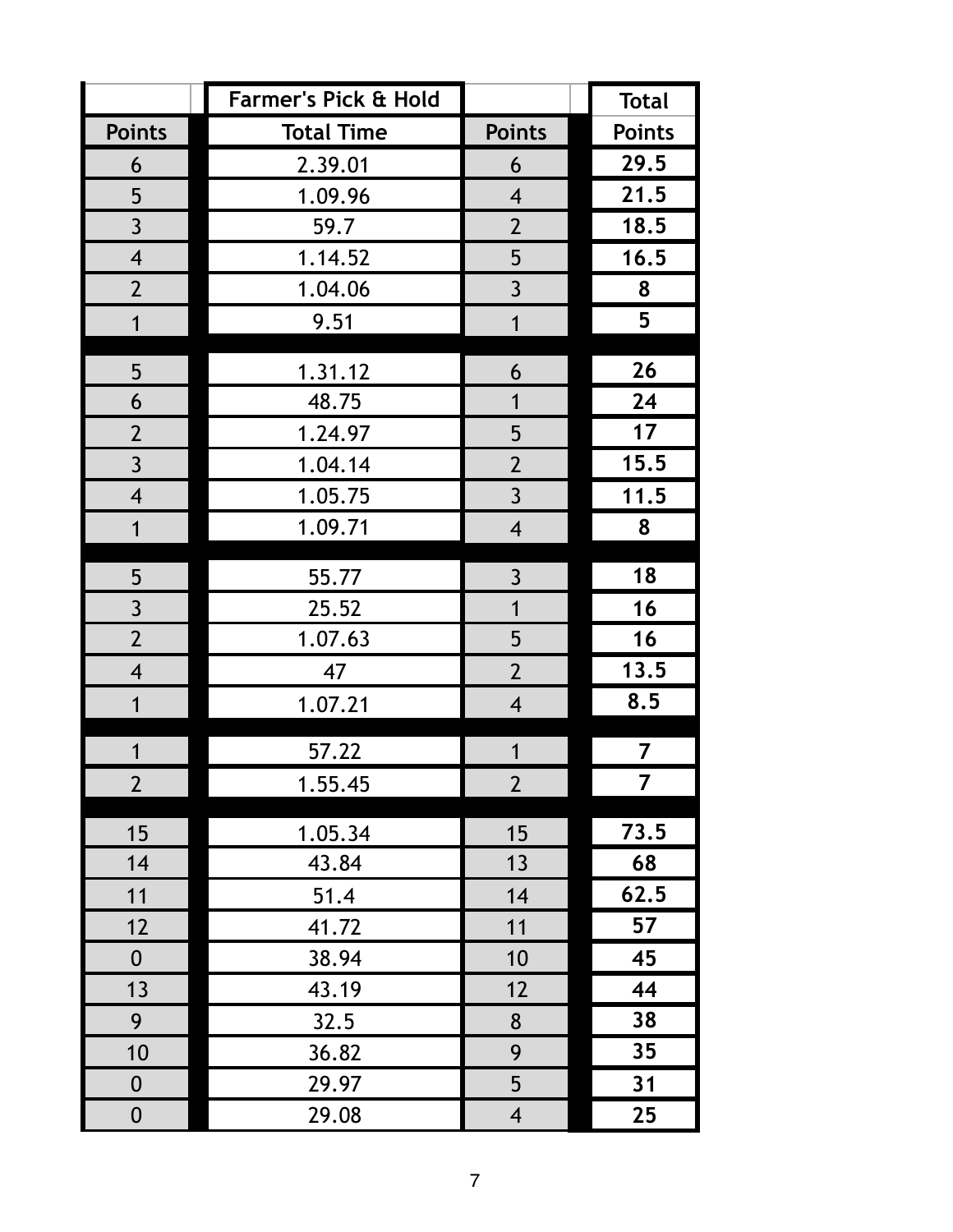| Points | Farmer's Pick & Hold Total Time | Points | Total Points |
|---|---|---|---|
| 6 | 2.39.01 | 6 | **29.5** |
| 5 | 1.09.96 | 4 | **21.5** |
| 3 | 59.7 | 2 | **18.5** |
| 4 | 1.14.52 | 5 | **16.5** |
| 2 | 1.04.06 | 3 | **8** |
| 1 | 9.51 | 1 | **5** |
| | | | |
| 5 | 1.31.12 | 6 | **26** |
| 6 | 48.75 | 1 | **24** |
| 2 | 1.24.97 | 5 | **17** |
| 3 | 1.04.14 | 2 | **15.5** |
| 4 | 1.05.75 | 3 | **11.5** |
| 1 | 1.09.71 | 4 | **8** |
| | | | |
| 5 | 55.77 | 3 | **18** |
| 3 | 25.52 | 1 | **16** |
| 2 | 1.07.63 | 5 | **16** |
| 4 | 47 | 2 | **13.5** |
| 1 | 1.07.21 | 4 | **8.5** |
| | | | |
| 1 | 57.22 | 1 | **7** |
| 2 | 1.55.45 | 2 | **7** |
| | | | |
| 15 | 1.05.34 | 15 | **73.5** |
| 14 | 43.84 | 13 | **68** |
| 11 | 51.4 | 14 | **62.5** |
| 12 | 41.72 | 11 | **57** |
| 0 | 38.94 | 10 | **45** |
| 13 | 43.19 | 12 | **44** |
| 9 | 32.5 | 8 | **38** |
| 10 | 36.82 | 9 | **35** |
| 0 | 29.97 | 5 | **31** |
| 0 | 29.08 | 4 | **25** |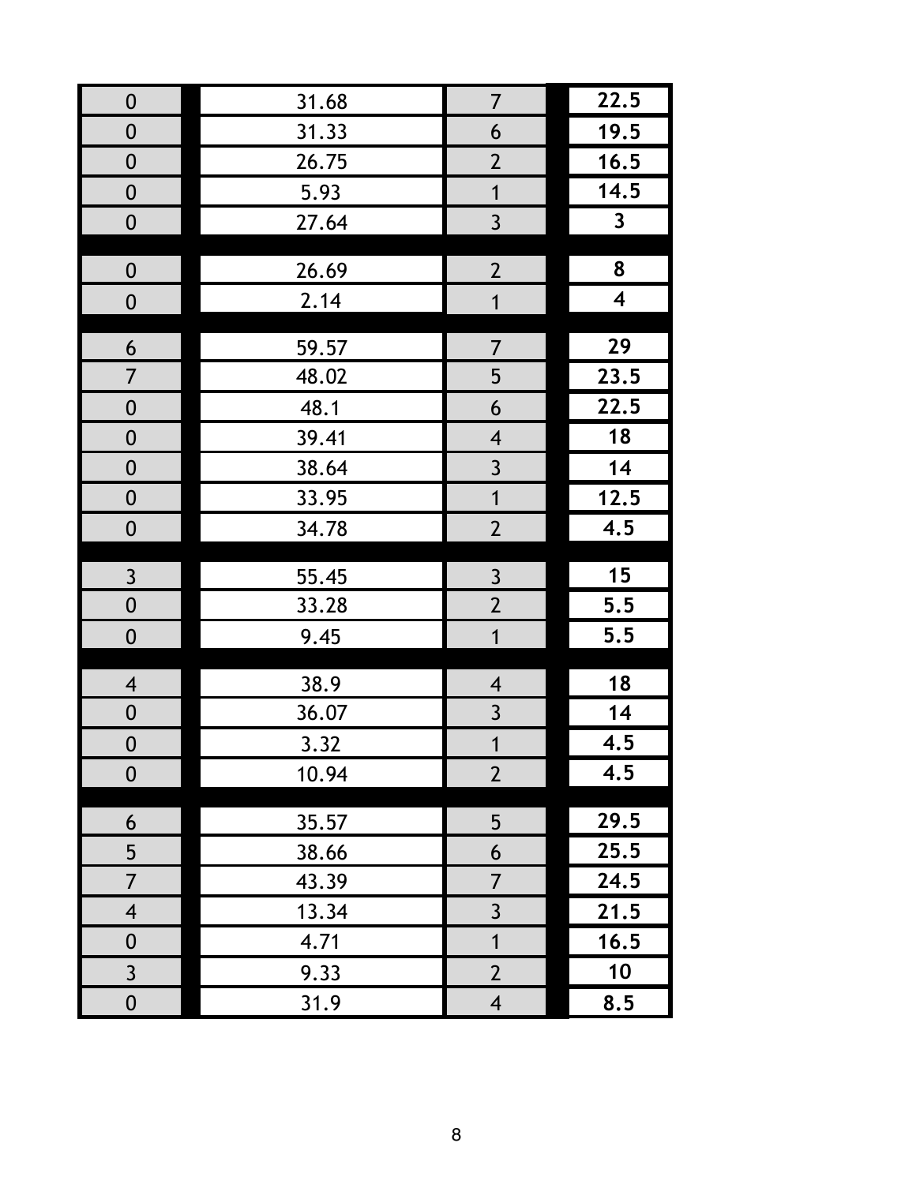| | | | |
|---|---|---|---|
| 0 | 31.68 | 7 | **22.5** |
| 0 | 31.33 | 6 | **19.5** |
| 0 | 26.75 | 2 | **16.5** |
| 0 | 5.93 | 1 | **14.5** |
| 0 | 27.64 | 3 | **3** |
| | | | |
| 0 | 26.69 | 2 | **8** |
| 0 | 2.14 | 1 | **4** |
| | | | |
| 6 | 59.57 | 7 | **29** |
| 7 | 48.02 | 5 | **23.5** |
| 0 | 48.1 | 6 | **22.5** |
| 0 | 39.41 | 4 | **18** |
| 0 | 38.64 | 3 | **14** |
| 0 | 33.95 | 1 | **12.5** |
| 0 | 34.78 | 2 | **4.5** |
| | | | |
| 3 | 55.45 | 3 | **15** |
| 0 | 33.28 | 2 | **5.5** |
| 0 | 9.45 | 1 | **5.5** |
| | | | |
| 4 | 38.9 | 4 | **18** |
| 0 | 36.07 | 3 | **14** |
| 0 | 3.32 | 1 | **4.5** |
| 0 | 10.94 | 2 | **4.5** |
| | | | |
| 6 | 35.57 | 5 | **29.5** |
| 5 | 38.66 | 6 | **25.5** |
| 7 | 43.39 | 7 | **24.5** |
| 4 | 13.34 | 3 | **21.5** |
| 0 | 4.71 | 1 | **16.5** |
| 3 | 9.33 | 2 | **10** |
| 0 | 31.9 | 4 | **8.5** |